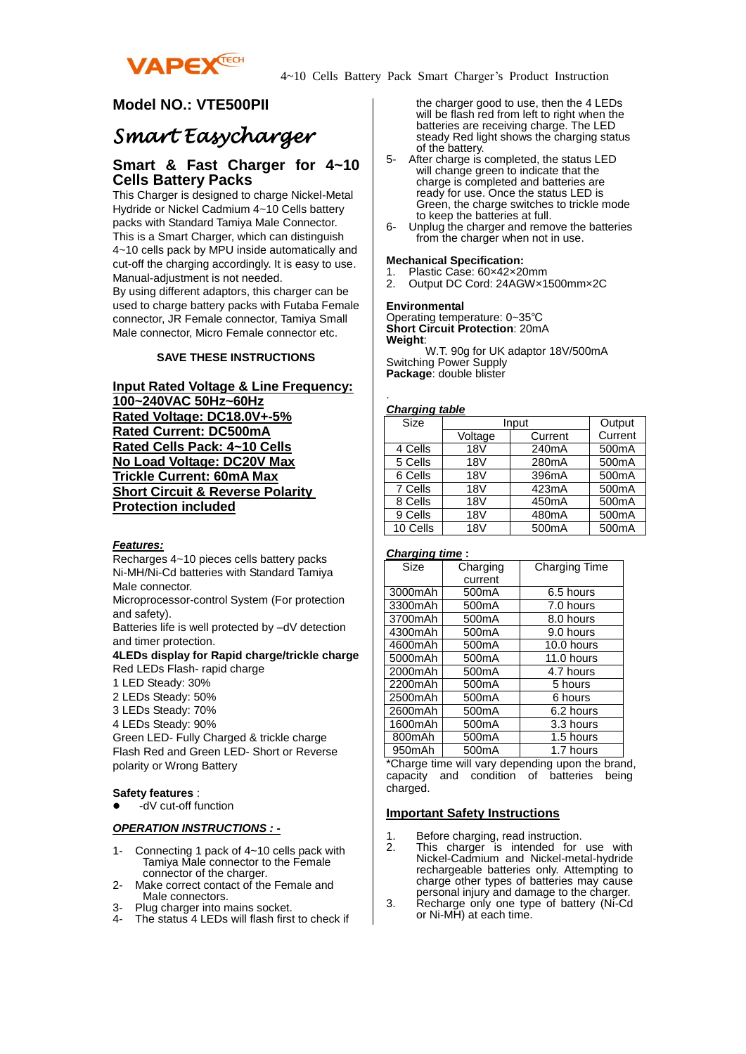VAPEX TECH

4~10 Cells Battery Pack Smart Charger's Product Instruction

## Model NO.: VTE500PII

# *Smart Easycharger*

## Smart & Fast Charger for 4~10 Cells Battery Packs

This Charger is designed to charge Nickel-Metal Hydride or Nickel Cadmium 4~10 Cells battery packs with Standard Tamiya Male Connector. This is a Smart Charger, which can distinguish 4~10 cells pack by MPU inside automatically and cut-off the charging accordingly. It is easy to use. Manual-adjustment is not needed.

By using different adaptors, this charger can be used to charge battery packs with Futaba Female connector, JR Female connector, Tamiya Small Male connector, Micro Female connector etc.

**SAVE THESE INSTRUCTIONS**

**Input Rated Voltage & Line Frequency: 100~240VAC 50Hz~60Hz**
**Rated Voltage: DC18.0V+-5%**
**Rated Current: DC500mA**
**Rated Cells Pack: 4~10 Cells**
**No Load Voltage: DC20V Max**
**Trickle Current: 60mA Max**
**Short Circuit & Reverse Polarity Protection included**

***Features:***

Recharges 4~10 pieces cells battery packs Ni-MH/Ni-Cd batteries with Standard Tamiya Male connector.

Microprocessor-control System (For protection and safety).

Batteries life is well protected by –dV detection and timer protection.

**4LEDs display for Rapid charge/trickle charge**

Red LEDs Flash- rapid charge
1 LED Steady: 30%
2 LEDs Steady: 50%
3 LEDs Steady: 70%
4 LEDs Steady: 90%
Green LED- Fully Charged & trickle charge
Flash Red and Green LED- Short or Reverse polarity or Wrong Battery

**Safety features** :

- -dV cut-off function

***OPERATION INSTRUCTIONS : -***

1- Connecting 1 pack of 4~10 cells pack with Tamiya Male connector to the Female connector of the charger.
2- Make correct contact of the Female and Male connectors.
3- Plug charger into mains socket.
4- The status 4 LEDs will flash first to check if the charger good to use, then the 4 LEDs will be flash red from left to right when the batteries are receiving charge. The LED steady Red light shows the charging status of the battery.
5- After charge is completed, the status LED will change green to indicate that the charge is completed and batteries are ready for use. Once the status LED is Green, the charge switches to trickle mode to keep the batteries at full.
6- Unplug the charger and remove the batteries from the charger when not in use.

**Mechanical Specification:**

1. Plastic Case: 60×42×20mm
2. Output DC Cord: 24AGW×1500mm×2C

**Environmental**

Operating temperature: 0~35℃
**Short Circuit Protection**: 20mA
**Weight**:
W.T. 90g for UK adaptor 18V/500mA
Switching Power Supply
**Package**: double blister

***Charging table***

| Size | Input | | Output |
|---|---|---|---|
| | Voltage | Current | Current |
| 4 Cells | 18V | 240mA | 500mA |
| 5 Cells | 18V | 280mA | 500mA |
| 6 Cells | 18V | 396mA | 500mA |
| 7 Cells | 18V | 423mA | 500mA |
| 8 Cells | 18V | 450mA | 500mA |
| 9 Cells | 18V | 480mA | 500mA |
| 10 Cells | 18V | 500mA | 500mA |

***Charging time* :**

| Size | Charging current | Charging Time |
|---|---|---|
| 3000mAh | 500mA | 6.5 hours |
| 3300mAh | 500mA | 7.0 hours |
| 3700mAh | 500mA | 8.0 hours |
| 4300mAh | 500mA | 9.0 hours |
| 4600mAh | 500mA | 10.0 hours |
| 5000mAh | 500mA | 11.0 hours |
| 2000mAh | 500mA | 4.7 hours |
| 2200mAh | 500mA | 5 hours |
| 2500mAh | 500mA | 6 hours |
| 2600mAh | 500mA | 6.2 hours |
| 1600mAh | 500mA | 3.3 hours |
| 800mAh | 500mA | 1.5 hours |
| 950mAh | 500mA | 1.7 hours |

*Charge time will vary depending upon the brand, capacity and condition of batteries being charged.

## Important Safety Instructions

1. Before charging, read instruction.
2. This charger is intended for use with Nickel-Cadmium and Nickel-metal-hydride rechargeable batteries only. Attempting to charge other types of batteries may cause personal injury and damage to the charger.
3. Recharge only one type of battery (Ni-Cd or Ni-MH) at each time.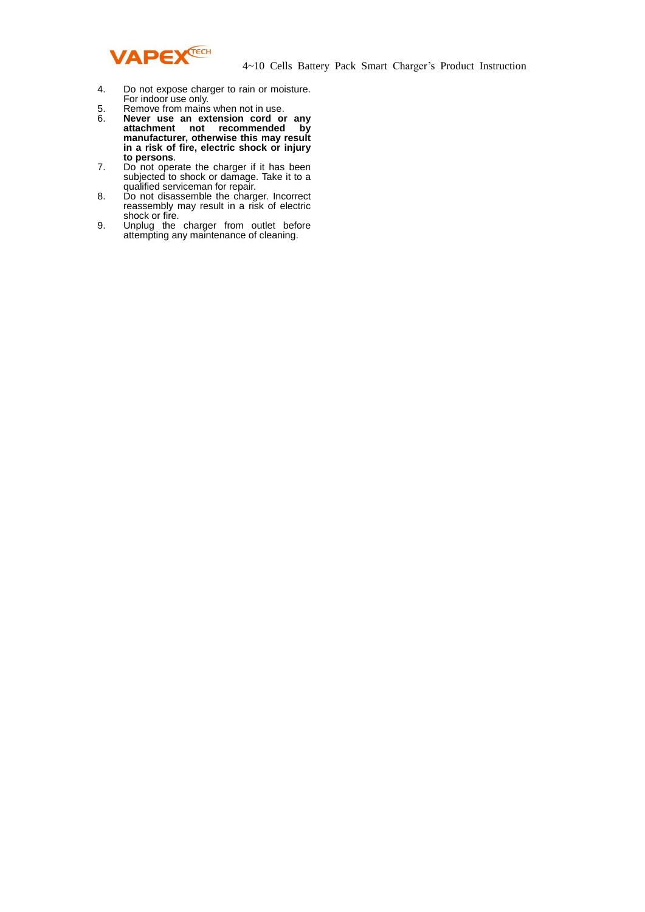4. Do not expose charger to rain or moisture. For indoor use only.
5. Remove from mains when not in use.
6. **Never use an extension cord or any attachment not recommended by manufacturer, otherwise this may result in a risk of fire, electric shock or injury to persons**.
7. Do not operate the charger if it has been subjected to shock or damage. Take it to a qualified serviceman for repair.
8. Do not disassemble the charger. Incorrect reassembly may result in a risk of electric shock or fire.
9. Unplug the charger from outlet before attempting any maintenance of cleaning.